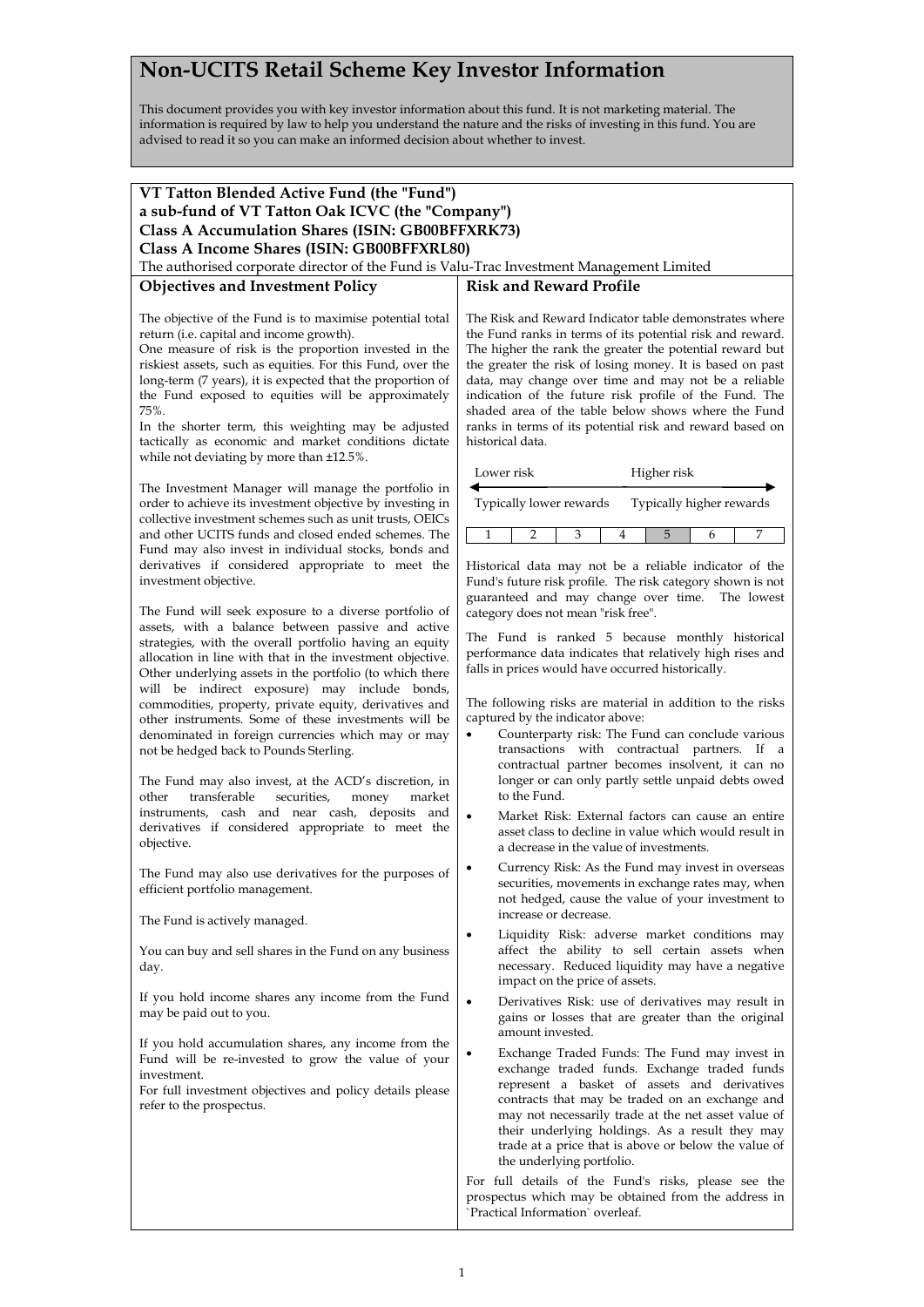# Non-UCITS Retail Scheme Key Investor Information

This document provides you with key investor information about this fund. It is not marketing material. The information is required by law to help you understand the nature and the risks of investing in this fund. You are advised to read it so you can make an informed decision about whether to invest.

**VT Tatton Blended Active Fund (the "Fund")**
**a sub-fund of VT Tatton Oak ICVC (the "Company")**
**Class A Accumulation Shares (ISIN: GB00BFFXRK73)**
**Class A Income Shares (ISIN: GB00BFFXRL80)**

The authorised corporate director of the Fund is Valu-Trac Investment Management Limited

## Objectives and Investment Policy

The objective of the Fund is to maximise potential total return (i.e. capital and income growth).

One measure of risk is the proportion invested in the riskiest assets, such as equities. For this Fund, over the long-term (7 years), it is expected that the proportion of the Fund exposed to equities will be approximately 75%.

In the shorter term, this weighting may be adjusted tactically as economic and market conditions dictate while not deviating by more than ±12.5%.

The Investment Manager will manage the portfolio in order to achieve its investment objective by investing in collective investment schemes such as unit trusts, OEICs and other UCITS funds and closed ended schemes. The Fund may also invest in individual stocks, bonds and derivatives if considered appropriate to meet the investment objective.

The Fund will seek exposure to a diverse portfolio of assets, with a balance between passive and active strategies, with the overall portfolio having an equity allocation in line with that in the investment objective. Other underlying assets in the portfolio (to which there will be indirect exposure) may include bonds, commodities, property, private equity, derivatives and other instruments. Some of these investments will be denominated in foreign currencies which may or may not be hedged back to Pounds Sterling.

The Fund may also invest, at the ACD's discretion, in other transferable securities, money market instruments, cash and near cash, deposits and derivatives if considered appropriate to meet the objective.

The Fund may also use derivatives for the purposes of efficient portfolio management.

The Fund is actively managed.

You can buy and sell shares in the Fund on any business day.

If you hold income shares any income from the Fund may be paid out to you.

If you hold accumulation shares, any income from the Fund will be re-invested to grow the value of your investment.

For full investment objectives and policy details please refer to the prospectus.

## Risk and Reward Profile

The Risk and Reward Indicator table demonstrates where the Fund ranks in terms of its potential risk and reward. The higher the rank the greater the potential reward but the greater the risk of losing money. It is based on past data, may change over time and may not be a reliable indication of the future risk profile of the Fund. The shaded area of the table below shows where the Fund ranks in terms of its potential risk and reward based on historical data.

Lower risk — Higher risk

Typically lower rewards — Typically higher rewards

| 1 | 2 | 3 | 4 | **5** | 6 | 7 |
|---|---|---|---|---|---|---|

Historical data may not be a reliable indicator of the Fund's future risk profile. The risk category shown is not guaranteed and may change over time. The lowest category does not mean "risk free".

The Fund is ranked 5 because monthly historical performance data indicates that relatively high rises and falls in prices would have occurred historically.

The following risks are material in addition to the risks captured by the indicator above:

- Counterparty risk: The Fund can conclude various transactions with contractual partners. If a contractual partner becomes insolvent, it can no longer or can only partly settle unpaid debts owed to the Fund.
- Market Risk: External factors can cause an entire asset class to decline in value which would result in a decrease in the value of investments.
- Currency Risk: As the Fund may invest in overseas securities, movements in exchange rates may, when not hedged, cause the value of your investment to increase or decrease.
- Liquidity Risk: adverse market conditions may affect the ability to sell certain assets when necessary. Reduced liquidity may have a negative impact on the price of assets.
- Derivatives Risk: use of derivatives may result in gains or losses that are greater than the original amount invested.
- Exchange Traded Funds: The Fund may invest in exchange traded funds. Exchange traded funds represent a basket of assets and derivatives contracts that may be traded on an exchange and may not necessarily trade at the net asset value of their underlying holdings. As a result they may trade at a price that is above or below the value of the underlying portfolio.

For full details of the Fund's risks, please see the prospectus which may be obtained from the address in `Practical Information` overleaf.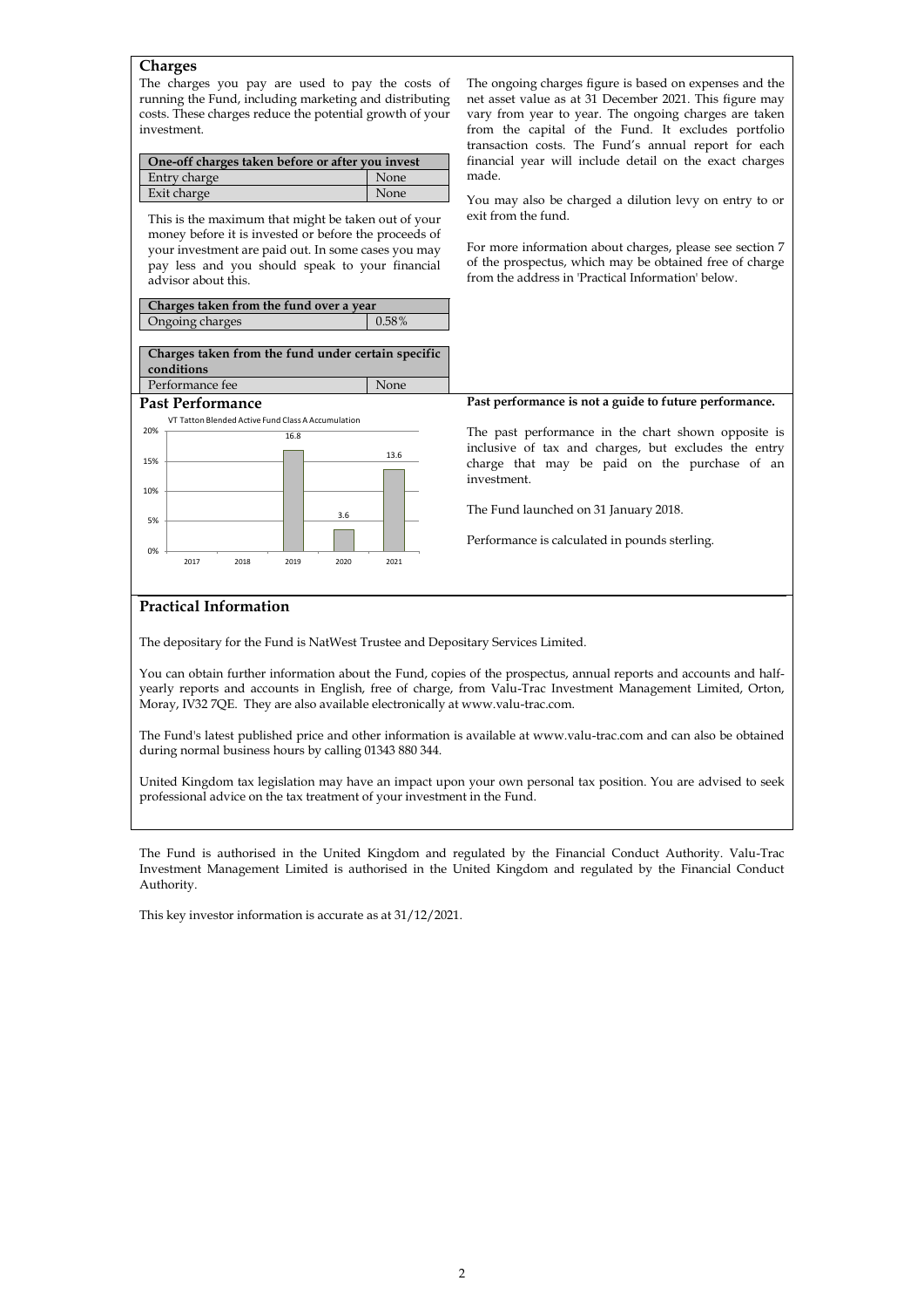## Charges

The charges you pay are used to pay the costs of running the Fund, including marketing and distributing costs. These charges reduce the potential growth of your investment.

| One-off charges taken before or after you invest | |
|---|---|
| Entry charge | None |
| Exit charge | None |

This is the maximum that might be taken out of your money before it is invested or before the proceeds of your investment are paid out. In some cases you may pay less and you should speak to your financial advisor about this.

| Charges taken from the fund over a year | |
|---|---|
| Ongoing charges | 0.58% |

| Charges taken from the fund under certain specific conditions | |
|---|---|
| Performance fee | None |

The ongoing charges figure is based on expenses and the net asset value as at 31 December 2021. This figure may vary from year to year. The ongoing charges are taken from the capital of the Fund. It excludes portfolio transaction costs. The Fund's annual report for each financial year will include detail on the exact charges made.

You may also be charged a dilution levy on entry to or exit from the fund.

For more information about charges, please see section 7 of the prospectus, which may be obtained free of charge from the address in 'Practical Information' below.

## Past Performance

VT Tatton Blended Active Fund Class A Accumulation

20%
15%
10%
5%
0%

16.8
3.6
13.6

2017 2018 2019 2020 2021

**Past performance is not a guide to future performance.**

The past performance in the chart shown opposite is inclusive of tax and charges, but excludes the entry charge that may be paid on the purchase of an investment.

The Fund launched on 31 January 2018.

Performance is calculated in pounds sterling.

## Practical Information

The depositary for the Fund is NatWest Trustee and Depositary Services Limited.

You can obtain further information about the Fund, copies of the prospectus, annual reports and accounts and half-yearly reports and accounts in English, free of charge, from Valu-Trac Investment Management Limited, Orton, Moray, IV32 7QE. They are also available electronically at www.valu-trac.com.

The Fund's latest published price and other information is available at www.valu-trac.com and can also be obtained during normal business hours by calling 01343 880 344.

United Kingdom tax legislation may have an impact upon your own personal tax position. You are advised to seek professional advice on the tax treatment of your investment in the Fund.

The Fund is authorised in the United Kingdom and regulated by the Financial Conduct Authority. Valu-Trac Investment Management Limited is authorised in the United Kingdom and regulated by the Financial Conduct Authority.

This key investor information is accurate as at 31/12/2021.